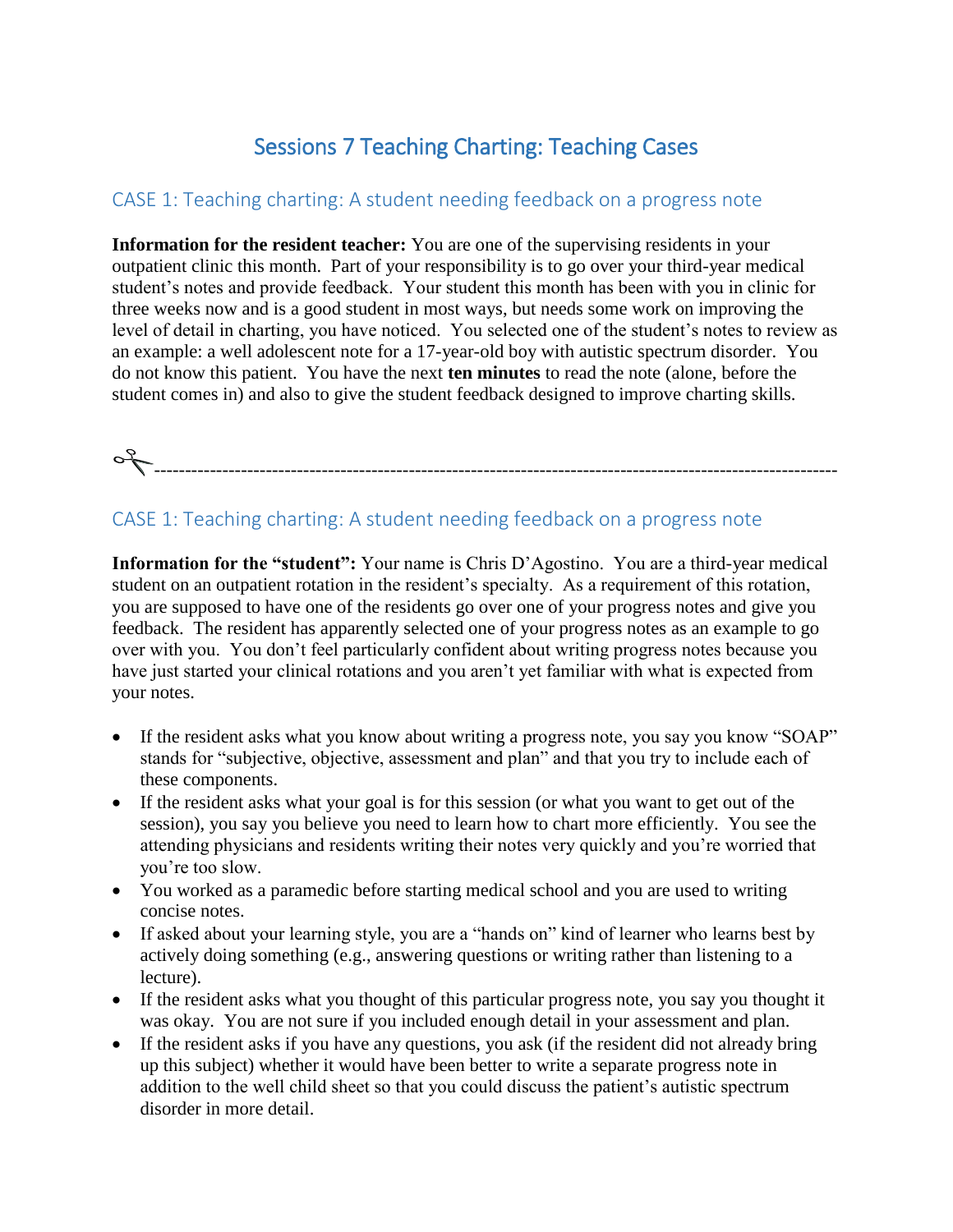# Sessions 7 Teaching Charting: Teaching Cases

## CASE 1: Teaching charting: A student needing feedback on a progress note

**Information for the resident teacher:** You are one of the supervising residents in your outpatient clinic this month. Part of your responsibility is to go over your third-year medical student's notes and provide feedback. Your student this month has been with you in clinic for three weeks now and is a good student in most ways, but needs some work on improving the level of detail in charting, you have noticed. You selected one of the student's notes to review as an example: a well adolescent note for a 17-year-old boy with autistic spectrum disorder. You do not know this patient. You have the next **ten minutes** to read the note (alone, before the student comes in) and also to give the student feedback designed to improve charting skills.

✂-----------------------------------------------------------------------------------------------------------

## CASE 1: Teaching charting: A student needing feedback on a progress note

**Information for the "student":** Your name is Chris D'Agostino. You are a third-year medical student on an outpatient rotation in the resident's specialty. As a requirement of this rotation, you are supposed to have one of the residents go over one of your progress notes and give you feedback. The resident has apparently selected one of your progress notes as an example to go over with you. You don't feel particularly confident about writing progress notes because you have just started your clinical rotations and you aren't yet familiar with what is expected from your notes.

- If the resident asks what you know about writing a progress note, you say you know "SOAP" stands for "subjective, objective, assessment and plan" and that you try to include each of these components.
- If the resident asks what your goal is for this session (or what you want to get out of the session), you say you believe you need to learn how to chart more efficiently. You see the attending physicians and residents writing their notes very quickly and you're worried that you're too slow.
- You worked as a paramedic before starting medical school and you are used to writing concise notes.
- If asked about your learning style, you are a "hands on" kind of learner who learns best by actively doing something (e.g., answering questions or writing rather than listening to a lecture).
- If the resident asks what you thought of this particular progress note, you say you thought it was okay. You are not sure if you included enough detail in your assessment and plan.
- If the resident asks if you have any questions, you ask (if the resident did not already bring up this subject) whether it would have been better to write a separate progress note in addition to the well child sheet so that you could discuss the patient's autistic spectrum disorder in more detail.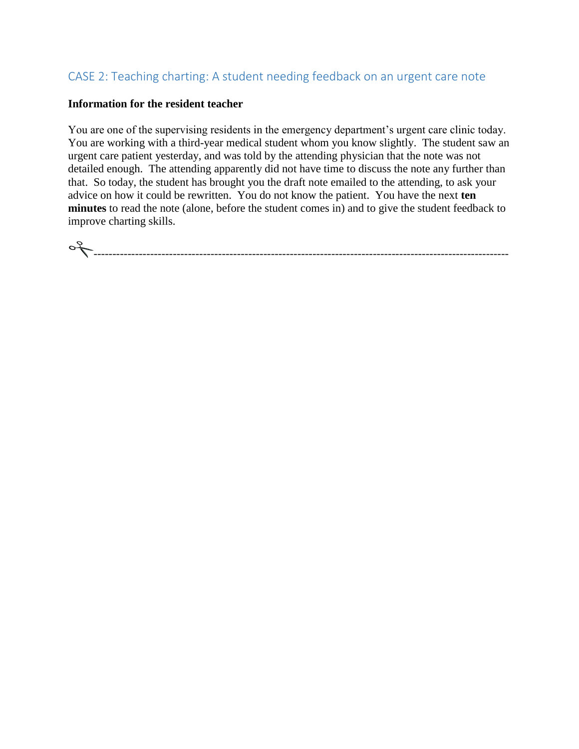## CASE 2: Teaching charting: A student needing feedback on an urgent care note

**Information for the resident teacher**

You are one of the supervising residents in the emergency department's urgent care clinic today. You are working with a third-year medical student whom you know slightly. The student saw an urgent care patient yesterday, and was told by the attending physician that the note was not detailed enough. The attending apparently did not have time to discuss the note any further than that. So today, the student has brought you the draft note emailed to the attending, to ask your advice on how it could be rewritten. You do not know the patient. You have the next **ten minutes** to read the note (alone, before the student comes in) and to give the student feedback to improve charting skills.

✂------------------------------------------------------------------------------------------------------------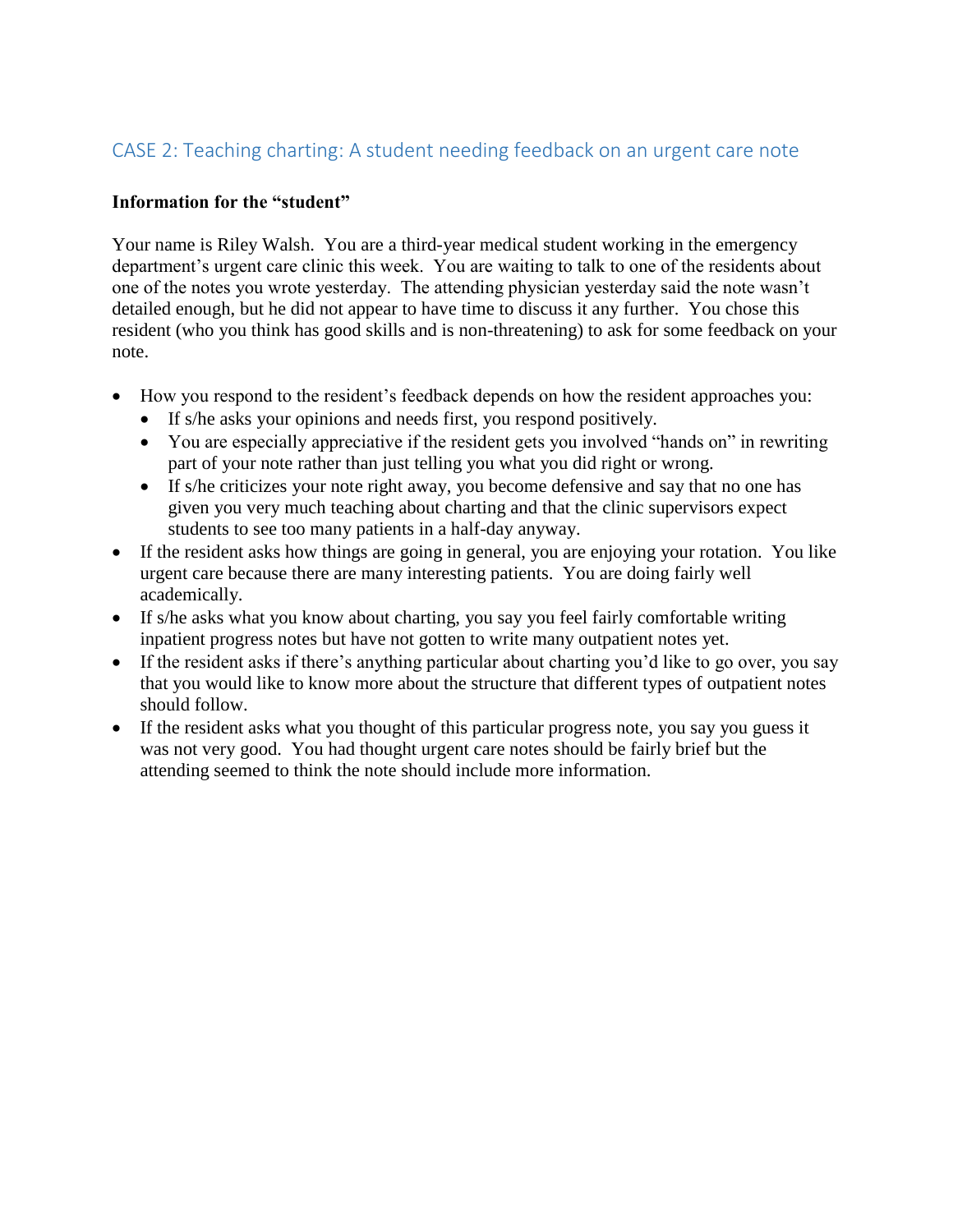## CASE 2: Teaching charting: A student needing feedback on an urgent care note

**Information for the "student"**

Your name is Riley Walsh. You are a third-year medical student working in the emergency department's urgent care clinic this week. You are waiting to talk to one of the residents about one of the notes you wrote yesterday. The attending physician yesterday said the note wasn't detailed enough, but he did not appear to have time to discuss it any further. You chose this resident (who you think has good skills and is non-threatening) to ask for some feedback on your note.

- How you respond to the resident's feedback depends on how the resident approaches you:
  - If s/he asks your opinions and needs first, you respond positively.
  - You are especially appreciative if the resident gets you involved "hands on" in rewriting part of your note rather than just telling you what you did right or wrong.
  - If s/he criticizes your note right away, you become defensive and say that no one has given you very much teaching about charting and that the clinic supervisors expect students to see too many patients in a half-day anyway.
- If the resident asks how things are going in general, you are enjoying your rotation. You like urgent care because there are many interesting patients. You are doing fairly well academically.
- If s/he asks what you know about charting, you say you feel fairly comfortable writing inpatient progress notes but have not gotten to write many outpatient notes yet.
- If the resident asks if there's anything particular about charting you'd like to go over, you say that you would like to know more about the structure that different types of outpatient notes should follow.
- If the resident asks what you thought of this particular progress note, you say you guess it was not very good. You had thought urgent care notes should be fairly brief but the attending seemed to think the note should include more information.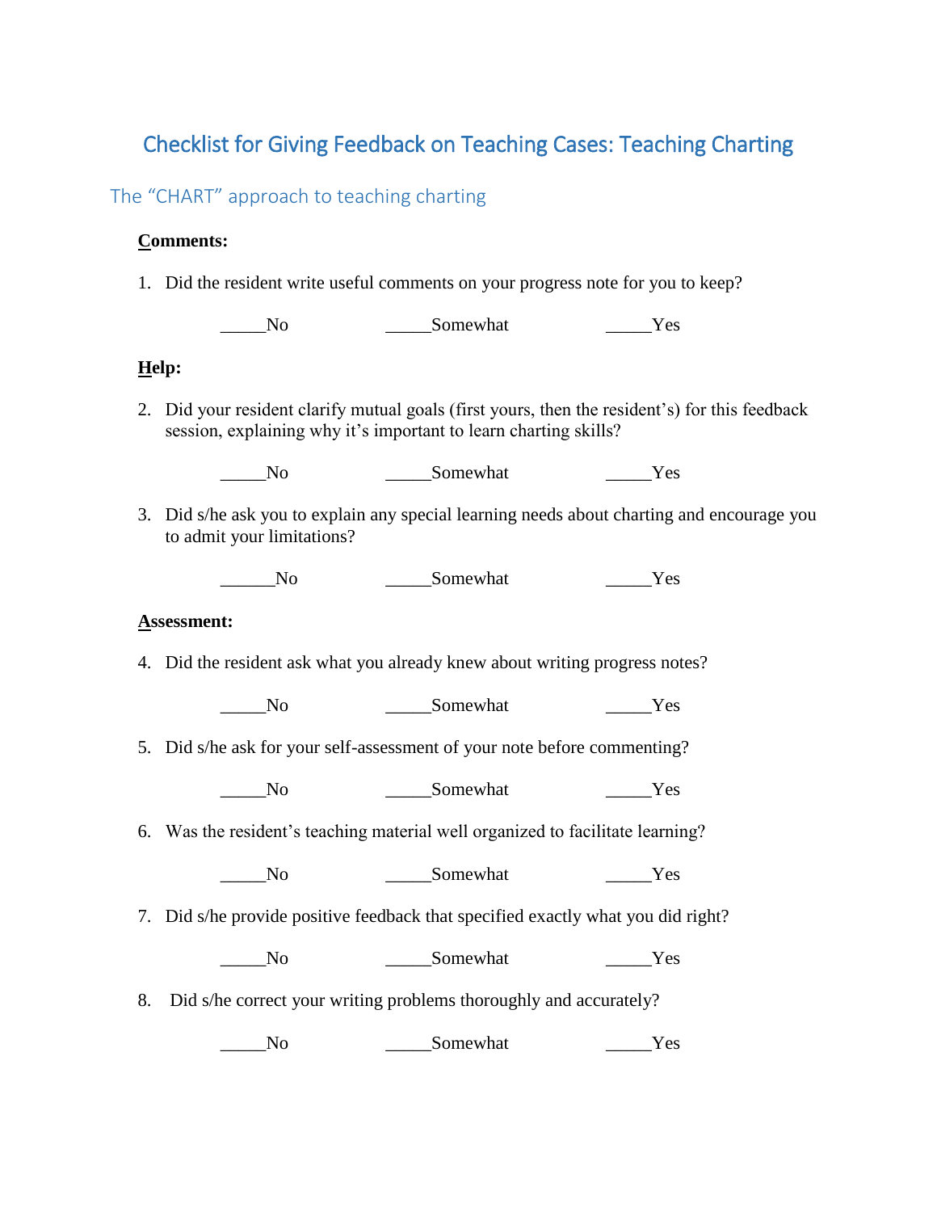# Checklist for Giving Feedback on Teaching Cases: Teaching Charting

## The "CHART" approach to teaching charting

**Comments:**

1. Did the resident write useful comments on your progress note for you to keep?

   _____No    _____Somewhat    _____Yes

**Help:**

2. Did your resident clarify mutual goals (first yours, then the resident's) for this feedback session, explaining why it's important to learn charting skills?

   _____No    _____Somewhat    _____Yes

3. Did s/he ask you to explain any special learning needs about charting and encourage you to admit your limitations?

   ______No    _____Somewhat    _____Yes

**Assessment:**

4. Did the resident ask what you already knew about writing progress notes?

   _____No    _____Somewhat    _____Yes

5. Did s/he ask for your self-assessment of your note before commenting?

   _____No    _____Somewhat    _____Yes

6. Was the resident's teaching material well organized to facilitate learning?

   _____No    _____Somewhat    _____Yes

7. Did s/he provide positive feedback that specified exactly what you did right?

   _____No    _____Somewhat    _____Yes

8. Did s/he correct your writing problems thoroughly and accurately?

   _____No    _____Somewhat    _____Yes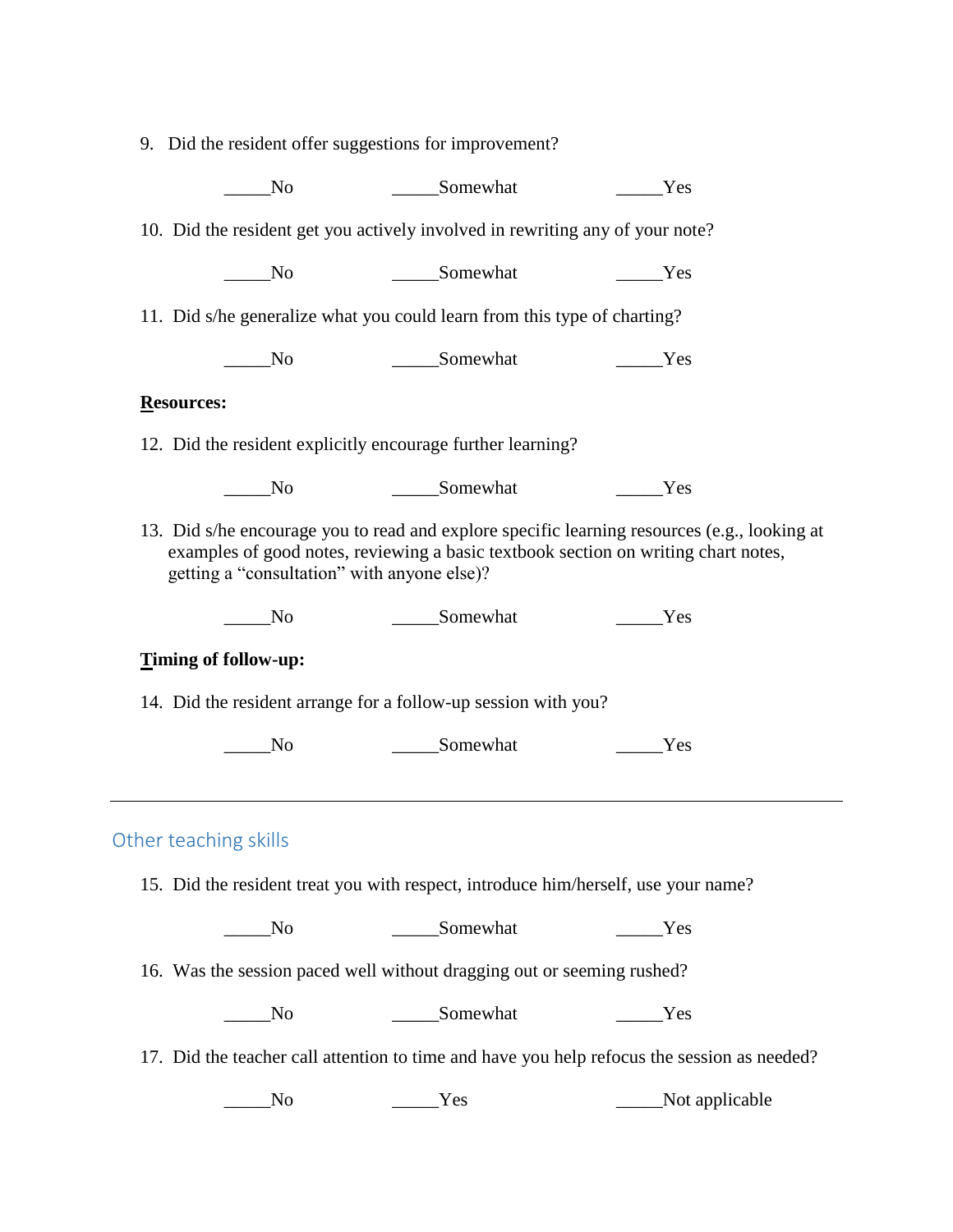9. Did the resident offer suggestions for improvement?

_____No                    _____Somewhat                    _____Yes

10. Did the resident get you actively involved in rewriting any of your note?

_____No                    _____Somewhat                    _____Yes

11. Did s/he generalize what you could learn from this type of charting?

_____No                    _____Somewhat                    _____Yes

**Resources:**

12. Did the resident explicitly encourage further learning?

_____No                    _____Somewhat                    _____Yes

13. Did s/he encourage you to read and explore specific learning resources (e.g., looking at examples of good notes, reviewing a basic textbook section on writing chart notes, getting a "consultation" with anyone else)?

_____No                    _____Somewhat                    _____Yes

**Timing of follow-up:**

14. Did the resident arrange for a follow-up session with you?

_____No                    _____Somewhat                    _____Yes

---

## Other teaching skills

15. Did the resident treat you with respect, introduce him/herself, use your name?

_____No                    _____Somewhat                    _____Yes

16. Was the session paced well without dragging out or seeming rushed?

_____No                    _____Somewhat                    _____Yes

17. Did the teacher call attention to time and have you help refocus the session as needed?

_____No                    _____Yes                    _____Not applicable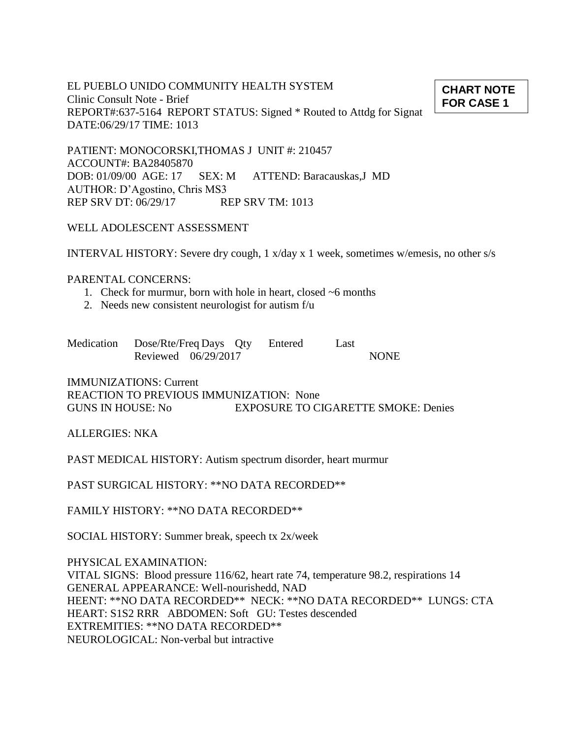**CHART NOTE FOR CASE 1**

EL PUEBLO UNIDO COMMUNITY HEALTH SYSTEM
Clinic Consult Note - Brief
REPORT#:637-5164 REPORT STATUS: Signed * Routed to Attdg for Signat
DATE:06/29/17 TIME: 1013

PATIENT: MONOCORSKI,THOMAS J UNIT #: 210457
ACCOUNT#: BA28405870
DOB: 01/09/00 AGE: 17 SEX: M ATTEND: Baracauskas,J MD
AUTHOR: D'Agostino, Chris MS3
REP SRV DT: 06/29/17 REP SRV TM: 1013

WELL ADOLESCENT ASSESSMENT

INTERVAL HISTORY: Severe dry cough, 1 x/day x 1 week, sometimes w/emesis, no other s/s

PARENTAL CONCERNS:

1. Check for murmur, born with hole in heart, closed ~6 months
2. Needs new consistent neurologist for autism f/u

Medication Dose/Rte/Freq Days Qty Entered Last
Reviewed 06/29/2017 NONE

IMMUNIZATIONS: Current
REACTION TO PREVIOUS IMMUNIZATION: None
GUNS IN HOUSE: No EXPOSURE TO CIGARETTE SMOKE: Denies

ALLERGIES: NKA

PAST MEDICAL HISTORY: Autism spectrum disorder, heart murmur

PAST SURGICAL HISTORY: **NO DATA RECORDED**

FAMILY HISTORY: **NO DATA RECORDED**

SOCIAL HISTORY: Summer break, speech tx 2x/week

PHYSICAL EXAMINATION:
VITAL SIGNS: Blood pressure 116/62, heart rate 74, temperature 98.2, respirations 14
GENERAL APPEARANCE: Well-nourishedd, NAD
HEENT: **NO DATA RECORDED** NECK: **NO DATA RECORDED** LUNGS: CTA
HEART: S1S2 RRR ABDOMEN: Soft GU: Testes descended
EXTREMITIES: **NO DATA RECORDED**
NEUROLOGICAL: Non-verbal but intractive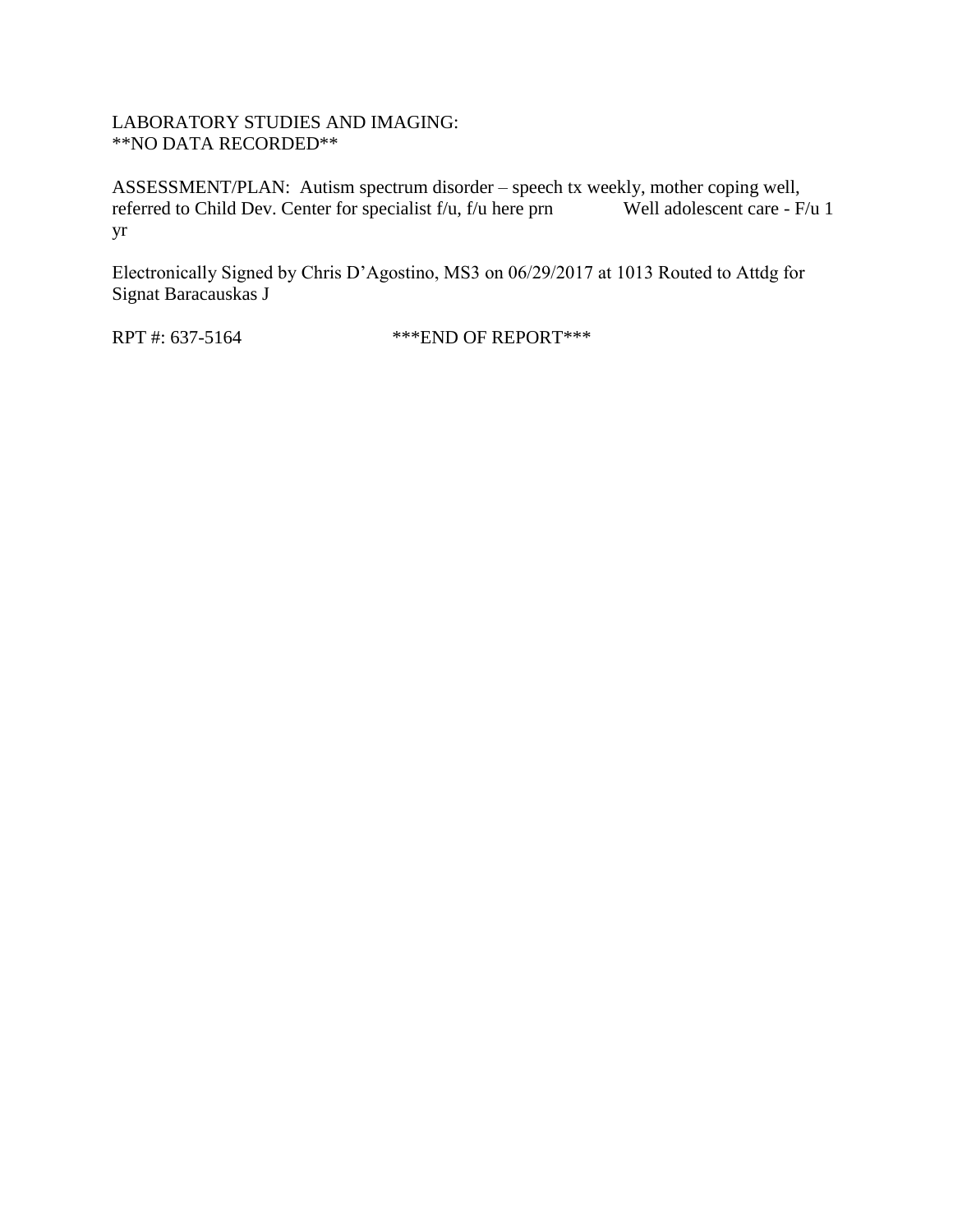LABORATORY STUDIES AND IMAGING:
**NO DATA RECORDED**

ASSESSMENT/PLAN: Autism spectrum disorder – speech tx weekly, mother coping well, referred to Child Dev. Center for specialist f/u, f/u here prn Well adolescent care - F/u 1 yr

Electronically Signed by Chris D'Agostino, MS3 on 06/29/2017 at 1013 Routed to Attdg for Signat Baracauskas J

RPT #: 637-5164 ***END OF REPORT***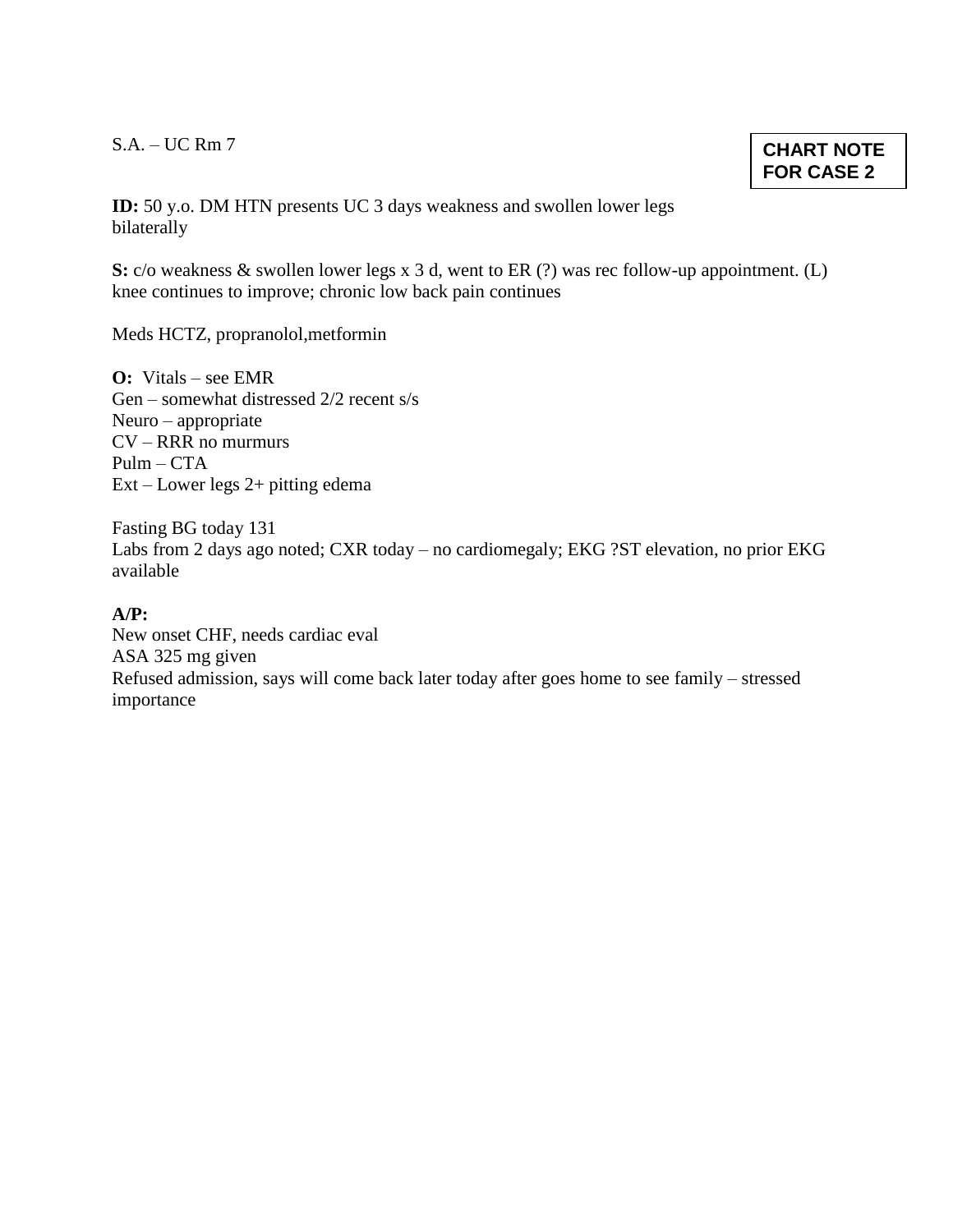S.A. – UC Rm 7

**CHART NOTE FOR CASE 2**

**ID:** 50 y.o. DM HTN presents UC 3 days weakness and swollen lower legs bilaterally

**S:** c/o weakness & swollen lower legs x 3 d, went to ER (?) was rec follow-up appointment. (L) knee continues to improve; chronic low back pain continues

Meds HCTZ, propranolol,metformin

**O:** Vitals – see EMR
Gen – somewhat distressed 2/2 recent s/s
Neuro – appropriate
CV – RRR no murmurs
Pulm – CTA
Ext – Lower legs 2+ pitting edema

Fasting BG today 131
Labs from 2 days ago noted; CXR today – no cardiomegaly; EKG ?ST elevation, no prior EKG available

**A/P:**
New onset CHF, needs cardiac eval
ASA 325 mg given
Refused admission, says will come back later today after goes home to see family – stressed importance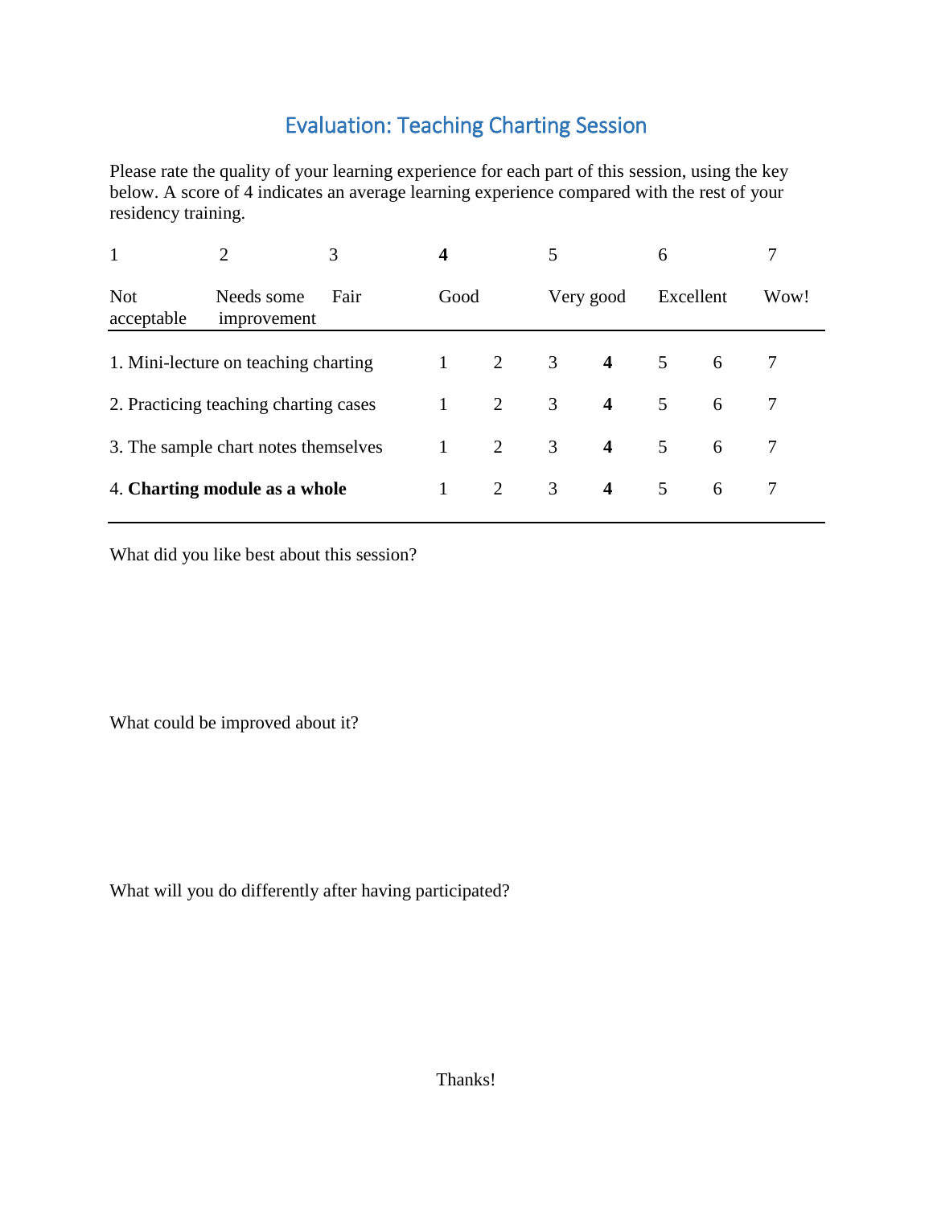# Evaluation: Teaching Charting Session

Please rate the quality of your learning experience for each part of this session, using the key below. A score of 4 indicates an average learning experience compared with the rest of your residency training.

| 1 | 2 | 3 | **4** | 5 | 6 | 7 |
|---|---|---|---|---|---|---|
| Not acceptable | Needs some improvement | Fair | Good | Very good | Excellent | Wow! |

| | | | | | | | |
|---|---|---|---|---|---|---|---|
| 1. Mini-lecture on teaching charting | 1 | 2 | 3 | **4** | 5 | 6 | 7 |
| 2. Practicing teaching charting cases | 1 | 2 | 3 | **4** | 5 | 6 | 7 |
| 3. The sample chart notes themselves | 1 | 2 | 3 | **4** | 5 | 6 | 7 |
| 4. **Charting module as a whole** | 1 | 2 | 3 | **4** | 5 | 6 | 7 |

What did you like best about this session?

What could be improved about it?

What will you do differently after having participated?

Thanks!